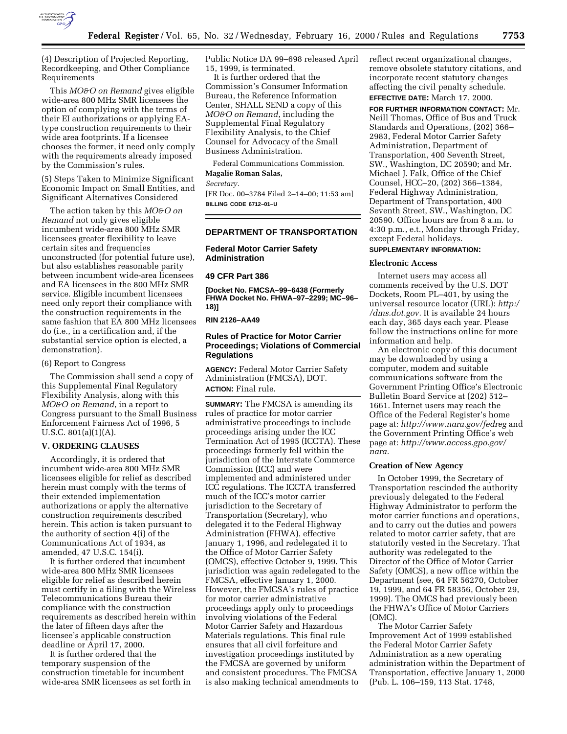(4) Description of Projected Reporting, Recordkeeping, and Other Compliance Requirements

This *MO&O on Remand* gives eligible wide-area 800 MHz SMR licensees the option of complying with the terms of their EI authorizations or applying EA-type construction requirements to their wide area footprints. If a licensee chooses the former, it need only comply with the requirements already imposed by the Commission's rules.

(5) Steps Taken to Minimize Significant Economic Impact on Small Entities, and Significant Alternatives Considered

The action taken by this *MO&O on Remand* not only gives eligible incumbent wide-area 800 MHz SMR licensees greater flexibility to leave certain sites and frequencies unconstructed (for potential future use), but also establishes reasonable parity between incumbent wide-area licensees and EA licensees in the 800 MHz SMR service. Eligible incumbent licensees need only report their compliance with the construction requirements in the same fashion that EA 800 MHz licensees do (i.e., in a certification and, if the substantial service option is elected, a demonstration).

(6) Report to Congress

The Commission shall send a copy of this Supplemental Final Regulatory Flexibility Analysis, along with this *MO&O on Remand*, in a report to Congress pursuant to the Small Business Enforcement Fairness Act of 1996, 5 U.S.C. 801(a)(1)(A).

## V. ORDERING CLAUSES

Accordingly, it is ordered that incumbent wide-area 800 MHz SMR licensees eligible for relief as described herein must comply with the terms of their extended implementation authorizations or apply the alternative construction requirements described herein. This action is taken pursuant to the authority of section 4(i) of the Communications Act of 1934, as amended, 47 U.S.C. 154(i).

It is further ordered that incumbent wide-area 800 MHz SMR licensees eligible for relief as described herein must certify in a filing with the Wireless Telecommunications Bureau their compliance with the construction requirements as described herein within the later of fifteen days after the licensee's applicable construction deadline or April 17, 2000.

It is further ordered that the temporary suspension of the construction timetable for incumbent wide-area SMR licensees as set forth in Public Notice DA 99–698 released April 15, 1999, is terminated.

It is further ordered that the Commission's Consumer Information Bureau, the Reference Information Center, SHALL SEND a copy of this *MO&O on Remand*, including the Supplemental Final Regulatory Flexibility Analysis, to the Chief Counsel for Advocacy of the Small Business Administration.

Federal Communications Commission.

**Magalie Roman Salas,**

*Secretary.*

[FR Doc. 00–3784 Filed 2–14–00; 11:53 am]

**BILLING CODE 6712–01–U**

---

# DEPARTMENT OF TRANSPORTATION

## Federal Motor Carrier Safety Administration

## 49 CFR Part 386

**[Docket No. FMCSA–99–6438 (Formerly FHWA Docket No. FHWA–97–2299; MC–96–18)]**

**RIN 2126–AA49**

## Rules of Practice for Motor Carrier Proceedings; Violations of Commercial Regulations

**AGENCY:** Federal Motor Carrier Safety Administration (FMCSA), DOT.

**ACTION:** Final rule.

**SUMMARY:** The FMCSA is amending its rules of practice for motor carrier administrative proceedings to include proceedings arising under the ICC Termination Act of 1995 (ICCTA). These proceedings formerly fell within the jurisdiction of the Interstate Commerce Commission (ICC) and were implemented and administered under ICC regulations. The ICCTA transferred much of the ICC's motor carrier jurisdiction to the Secretary of Transportation (Secretary), who delegated it to the Federal Highway Administration (FHWA), effective January 1, 1996, and redelegated it to the Office of Motor Carrier Safety (OMCS), effective October 9, 1999. This jurisdiction was again redelegated to the FMCSA, effective January 1, 2000. However, the FMCSA's rules of practice for motor carrier administrative proceedings apply only to proceedings involving violations of the Federal Motor Carrier Safety and Hazardous Materials regulations. This final rule ensures that all civil forfeiture and investigation proceedings instituted by the FMCSA are governed by uniform and consistent procedures. The FMCSA is also making technical amendments to reflect recent organizational changes, remove obsolete statutory citations, and incorporate recent statutory changes affecting the civil penalty schedule.

**EFFECTIVE DATE:** March 17, 2000.

**FOR FURTHER INFORMATION CONTACT:** Mr. Neill Thomas, Office of Bus and Truck Standards and Operations, (202) 366–2983, Federal Motor Carrier Safety Administration, Department of Transportation, 400 Seventh Street, SW., Washington, DC 20590; and Mr. Michael J. Falk, Office of the Chief Counsel, HCC–20, (202) 366–1384, Federal Highway Administration, Department of Transportation, 400 Seventh Street, SW., Washington, DC 20590. Office hours are from 8 a.m. to 4:30 p.m., e.t., Monday through Friday, except Federal holidays.

**SUPPLEMENTARY INFORMATION:**

### Electronic Access

Internet users may access all comments received by the U.S. DOT Dockets, Room PL–401, by using the universal resource locator (URL): *http://dms.dot.gov.* It is available 24 hours each day, 365 days each year. Please follow the instructions online for more information and help.

An electronic copy of this document may be downloaded by using a computer, modem and suitable communications software from the Government Printing Office's Electronic Bulletin Board Service at (202) 512–1661. Internet users may reach the Office of the Federal Register's home page at: *http://www.nara.gov/fedreg* and the Government Printing Office's web page at: *http://www.access.gpo.gov/nara.*

### Creation of New Agency

In October 1999, the Secretary of Transportation rescinded the authority previously delegated to the Federal Highway Administrator to perform the motor carrier functions and operations, and to carry out the duties and powers related to motor carrier safety, that are statutorily vested in the Secretary. That authority was redelegated to the Director of the Office of Motor Carrier Safety (OMCS), a new office within the Department (see, 64 FR 56270, October 19, 1999, and 64 FR 58356, October 29, 1999). The OMCS had previously been the FHWA's Office of Motor Carriers (OMC).

The Motor Carrier Safety Improvement Act of 1999 established the Federal Motor Carrier Safety Administration as a new operating administration within the Department of Transportation, effective January 1, 2000 (Pub. L. 106–159, 113 Stat. 1748,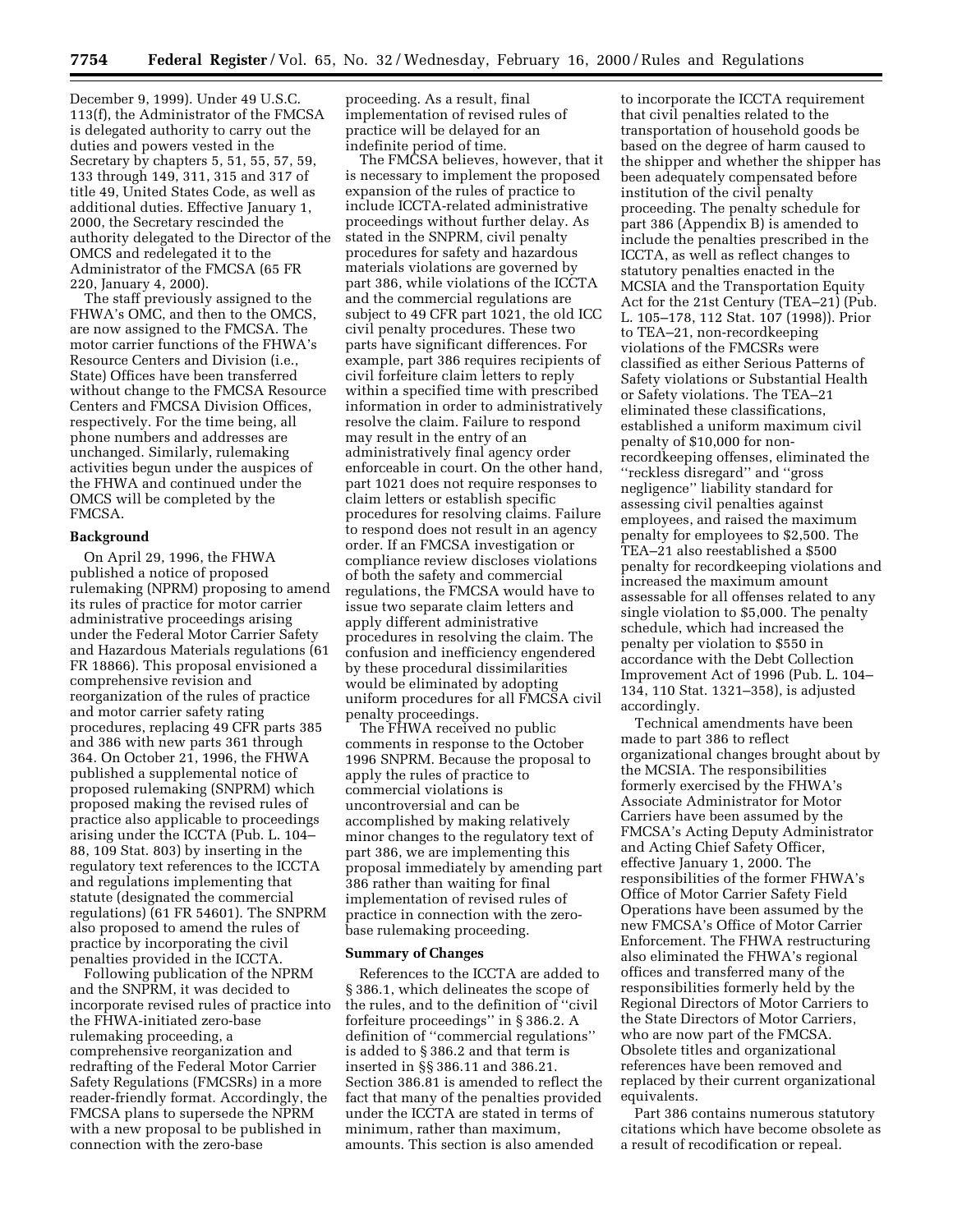December 9, 1999). Under 49 U.S.C. 113(f), the Administrator of the FMCSA is delegated authority to carry out the duties and powers vested in the Secretary by chapters 5, 51, 55, 57, 59, 133 through 149, 311, 315 and 317 of title 49, United States Code, as well as additional duties. Effective January 1, 2000, the Secretary rescinded the authority delegated to the Director of the OMCS and redelegated it to the Administrator of the FMCSA (65 FR 220, January 4, 2000).

The staff previously assigned to the FHWA's OMC, and then to the OMCS, are now assigned to the FMCSA. The motor carrier functions of the FHWA's Resource Centers and Division (i.e., State) Offices have been transferred without change to the FMCSA Resource Centers and FMCSA Division Offices, respectively. For the time being, all phone numbers and addresses are unchanged. Similarly, rulemaking activities begun under the auspices of the FHWA and continued under the OMCS will be completed by the FMCSA.

**Background**

On April 29, 1996, the FHWA published a notice of proposed rulemaking (NPRM) proposing to amend its rules of practice for motor carrier administrative proceedings arising under the Federal Motor Carrier Safety and Hazardous Materials regulations (61 FR 18866). This proposal envisioned a comprehensive revision and reorganization of the rules of practice and motor carrier safety rating procedures, replacing 49 CFR parts 385 and 386 with new parts 361 through 364. On October 21, 1996, the FHWA published a supplemental notice of proposed rulemaking (SNPRM) which proposed making the revised rules of practice also applicable to proceedings arising under the ICCTA (Pub. L. 104–88, 109 Stat. 803) by inserting in the regulatory text references to the ICCTA and regulations implementing that statute (designated the commercial regulations) (61 FR 54601). The SNPRM also proposed to amend the rules of practice by incorporating the civil penalties provided in the ICCTA.

Following publication of the NPRM and the SNPRM, it was decided to incorporate revised rules of practice into the FHWA-initiated zero-base rulemaking proceeding, a comprehensive reorganization and redrafting of the Federal Motor Carrier Safety Regulations (FMCSRs) in a more reader-friendly format. Accordingly, the FMCSA plans to supersede the NPRM with a new proposal to be published in connection with the zero-base proceeding. As a result, final implementation of revised rules of practice will be delayed for an indefinite period of time.

The FMCSA believes, however, that it is necessary to implement the proposed expansion of the rules of practice to include ICCTA-related administrative proceedings without further delay. As stated in the SNPRM, civil penalty procedures for safety and hazardous materials violations are governed by part 386, while violations of the ICCTA and the commercial regulations are subject to 49 CFR part 1021, the old ICC civil penalty procedures. These two parts have significant differences. For example, part 386 requires recipients of civil forfeiture claim letters to reply within a specified time with prescribed information in order to administratively resolve the claim. Failure to respond may result in the entry of an administratively final agency order enforceable in court. On the other hand, part 1021 does not require responses to claim letters or establish specific procedures for resolving claims. Failure to respond does not result in an agency order. If an FMCSA investigation or compliance review discloses violations of both the safety and commercial regulations, the FMCSA would have to issue two separate claim letters and apply different administrative procedures in resolving the claim. The confusion and inefficiency engendered by these procedural dissimilarities would be eliminated by adopting uniform procedures for all FMCSA civil penalty proceedings.

The FHWA received no public comments in response to the October 1996 SNPRM. Because the proposal to apply the rules of practice to commercial violations is uncontroversial and can be accomplished by making relatively minor changes to the regulatory text of part 386, we are implementing this proposal immediately by amending part 386 rather than waiting for final implementation of revised rules of practice in connection with the zero-base rulemaking proceeding.

**Summary of Changes**

References to the ICCTA are added to § 386.1, which delineates the scope of the rules, and to the definition of ''civil forfeiture proceedings'' in § 386.2. A definition of ''commercial regulations'' is added to § 386.2 and that term is inserted in §§ 386.11 and 386.21. Section 386.81 is amended to reflect the fact that many of the penalties provided under the ICCTA are stated in terms of minimum, rather than maximum, amounts. This section is also amended to incorporate the ICCTA requirement that civil penalties related to the transportation of household goods be based on the degree of harm caused to the shipper and whether the shipper has been adequately compensated before institution of the civil penalty proceeding. The penalty schedule for part 386 (Appendix B) is amended to include the penalties prescribed in the ICCTA, as well as reflect changes to statutory penalties enacted in the MCSIA and the Transportation Equity Act for the 21st Century (TEA–21) (Pub. L. 105–178, 112 Stat. 107 (1998)). Prior to TEA–21, non-recordkeeping violations of the FMCSRs were classified as either Serious Patterns of Safety violations or Substantial Health or Safety violations. The TEA–21 eliminated these classifications, established a uniform maximum civil penalty of $10,000 for non-recordkeeping offenses, eliminated the ''reckless disregard'' and ''gross negligence'' liability standard for assessing civil penalties against employees, and raised the maximum penalty for employees to $2,500. The TEA–21 also reestablished a $500 penalty for recordkeeping violations and increased the maximum amount assessable for all offenses related to any single violation to $5,000. The penalty schedule, which had increased the penalty per violation to $550 in accordance with the Debt Collection Improvement Act of 1996 (Pub. L. 104–134, 110 Stat. 1321–358), is adjusted accordingly.

Technical amendments have been made to part 386 to reflect organizational changes brought about by the MCSIA. The responsibilities formerly exercised by the FHWA's Associate Administrator for Motor Carriers have been assumed by the FMCSA's Acting Deputy Administrator and Acting Chief Safety Officer, effective January 1, 2000. The responsibilities of the former FHWA's Office of Motor Carrier Safety Field Operations have been assumed by the new FMCSA's Office of Motor Carrier Enforcement. The FHWA restructuring also eliminated the FHWA's regional offices and transferred many of the responsibilities formerly held by the Regional Directors of Motor Carriers to the State Directors of Motor Carriers, who are now part of the FMCSA. Obsolete titles and organizational references have been removed and replaced by their current organizational equivalents.

Part 386 contains numerous statutory citations which have become obsolete as a result of recodification or repeal.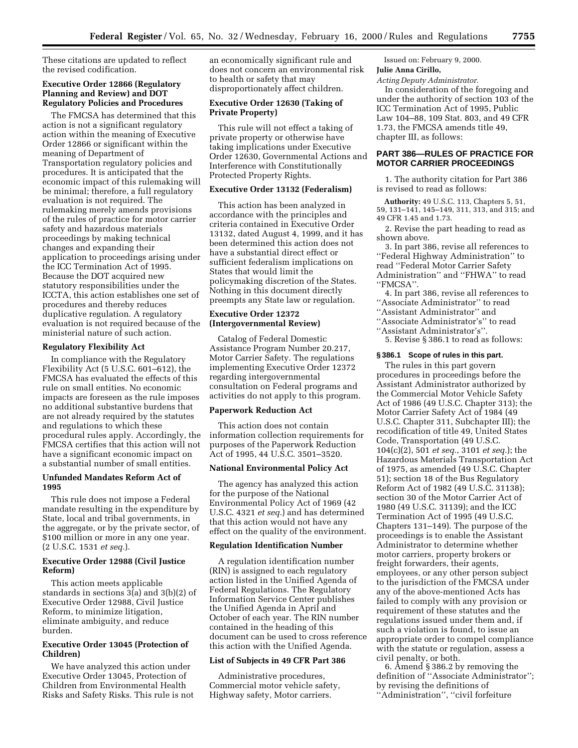These citations are updated to reflect the revised codification.

### Executive Order 12866 (Regulatory Planning and Review) and DOT Regulatory Policies and Procedures

The FMCSA has determined that this action is not a significant regulatory action within the meaning of Executive Order 12866 or significant within the meaning of Department of Transportation regulatory policies and procedures. It is anticipated that the economic impact of this rulemaking will be minimal; therefore, a full regulatory evaluation is not required. The rulemaking merely amends provisions of the rules of practice for motor carrier safety and hazardous materials proceedings by making technical changes and expanding their application to proceedings arising under the ICC Termination Act of 1995. Because the DOT acquired new statutory responsibilities under the ICCTA, this action establishes one set of procedures and thereby reduces duplicative regulation. A regulatory evaluation is not required because of the ministerial nature of such action.

### Regulatory Flexibility Act

In compliance with the Regulatory Flexibility Act (5 U.S.C. 601–612), the FMCSA has evaluated the effects of this rule on small entities. No economic impacts are foreseen as the rule imposes no additional substantive burdens that are not already required by the statutes and regulations to which these procedural rules apply. Accordingly, the FMCSA certifies that this action will not have a significant economic impact on a substantial number of small entities.

### Unfunded Mandates Reform Act of 1995

This rule does not impose a Federal mandate resulting in the expenditure by State, local and tribal governments, in the aggregate, or by the private sector, of $100 million or more in any one year. (2 U.S.C. 1531 *et seq.*).

### Executive Order 12988 (Civil Justice Reform)

This action meets applicable standards in sections 3(a) and 3(b)(2) of Executive Order 12988, Civil Justice Reform, to minimize litigation, eliminate ambiguity, and reduce burden.

### Executive Order 13045 (Protection of Children)

We have analyzed this action under Executive Order 13045, Protection of Children from Environmental Health Risks and Safety Risks. This rule is not an economically significant rule and does not concern an environmental risk to health or safety that may disproportionately affect children.

### Executive Order 12630 (Taking of Private Property)

This rule will not effect a taking of private property or otherwise have taking implications under Executive Order 12630, Governmental Actions and Interference with Constitutionally Protected Property Rights.

### Executive Order 13132 (Federalism)

This action has been analyzed in accordance with the principles and criteria contained in Executive Order 13132, dated August 4, 1999, and it has been determined this action does not have a substantial direct effect or sufficient federalism implications on States that would limit the policymaking discretion of the States. Nothing in this document directly preempts any State law or regulation.

### Executive Order 12372 (Intergovernmental Review)

Catalog of Federal Domestic Assistance Program Number 20.217, Motor Carrier Safety. The regulations implementing Executive Order 12372 regarding intergovernmental consultation on Federal programs and activities do not apply to this program.

### Paperwork Reduction Act

This action does not contain information collection requirements for purposes of the Paperwork Reduction Act of 1995, 44 U.S.C. 3501–3520.

### National Environmental Policy Act

The agency has analyzed this action for the purpose of the National Environmental Policy Act of 1969 (42 U.S.C. 4321 *et seq.*) and has determined that this action would not have any effect on the quality of the environment.

### Regulation Identification Number

A regulation identification number (RIN) is assigned to each regulatory action listed in the Unified Agenda of Federal Regulations. The Regulatory Information Service Center publishes the Unified Agenda in April and October of each year. The RIN number contained in the heading of this document can be used to cross reference this action with the Unified Agenda.

### List of Subjects in 49 CFR Part 386

Administrative procedures, Commercial motor vehicle safety, Highway safety, Motor carriers.

Issued on: February 9, 2000.

**Julie Anna Cirillo,**

*Acting Deputy Administrator.*

In consideration of the foregoing and under the authority of section 103 of the ICC Termination Act of 1995, Public Law 104–88, 109 Stat. 803, and 49 CFR 1.73, the FMCSA amends title 49, chapter III, as follows:

## PART 386—RULES OF PRACTICE FOR MOTOR CARRIER PROCEEDINGS

1. The authority citation for Part 386 is revised to read as follows:

**Authority:** 49 U.S.C. 113, Chapters 5, 51, 59, 131–141, 145–149, 311, 313, and 315; and 49 CFR 1.45 and 1.73.

2. Revise the part heading to read as shown above.

3. In part 386, revise all references to ''Federal Highway Administration'' to read ''Federal Motor Carrier Safety Administration'' and ''FHWA'' to read ''FMCSA''.

4. In part 386, revise all references to ''Associate Administrator'' to read ''Assistant Administrator'' and ''Associate Administrator's'' to read ''Assistant Administrator's''.

5. Revise § 386.1 to read as follows:

#### § 386.1 Scope of rules in this part.

The rules in this part govern procedures in proceedings before the Assistant Administrator authorized by the Commercial Motor Vehicle Safety Act of 1986 (49 U.S.C. Chapter 313); the Motor Carrier Safety Act of 1984 (49 U.S.C. Chapter 311, Subchapter III); the recodification of title 49, United States Code, Transportation (49 U.S.C. 104(c)(2), 501 *et seq.*, 3101 *et seq.*); the Hazardous Materials Transportation Act of 1975, as amended (49 U.S.C. Chapter 51); section 18 of the Bus Regulatory Reform Act of 1982 (49 U.S.C. 31138); section 30 of the Motor Carrier Act of 1980 (49 U.S.C. 31139); and the ICC Termination Act of 1995 (49 U.S.C. Chapters 131–149). The purpose of the proceedings is to enable the Assistant Administrator to determine whether motor carriers, property brokers or freight forwarders, their agents, employees, or any other person subject to the jurisdiction of the FMCSA under any of the above-mentioned Acts has failed to comply with any provision or requirement of these statutes and the regulations issued under them and, if such a violation is found, to issue an appropriate order to compel compliance with the statute or regulation, assess a civil penalty, or both.

6. Amend § 386.2 by removing the definition of ''Associate Administrator''; by revising the definitions of ''Administration'', ''civil forfeiture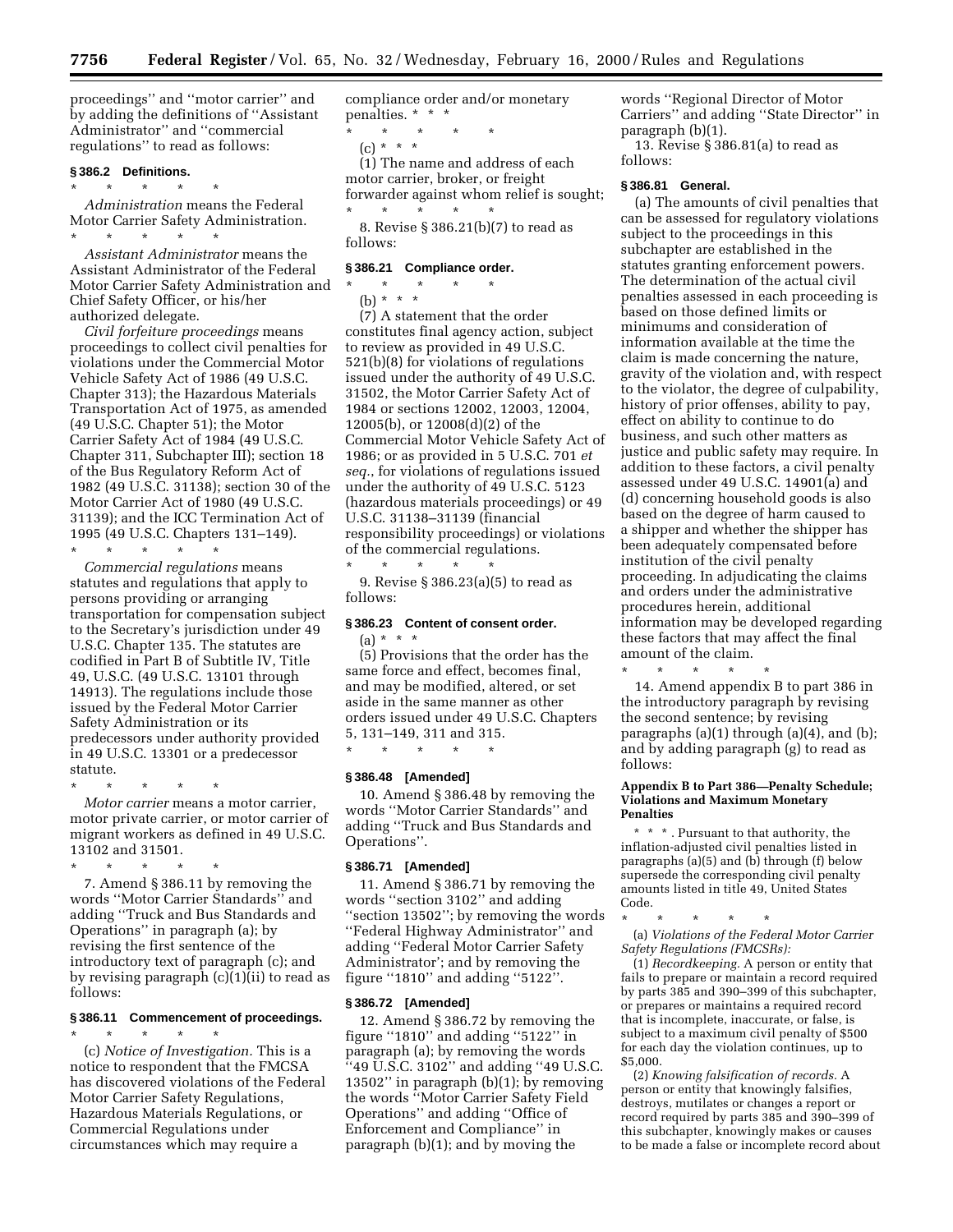proceedings'' and ''motor carrier'' and by adding the definitions of ''Assistant Administrator'' and ''commercial regulations'' to read as follows:

### § 386.2 Definitions.

\* \* \* \* \*

*Administration* means the Federal Motor Carrier Safety Administration.

\* \* \* \* \*

*Assistant Administrator* means the Assistant Administrator of the Federal Motor Carrier Safety Administration and Chief Safety Officer, or his/her authorized delegate.

*Civil forfeiture proceedings* means proceedings to collect civil penalties for violations under the Commercial Motor Vehicle Safety Act of 1986 (49 U.S.C. Chapter 313); the Hazardous Materials Transportation Act of 1975, as amended (49 U.S.C. Chapter 51); the Motor Carrier Safety Act of 1984 (49 U.S.C. Chapter 311, Subchapter III); section 18 of the Bus Regulatory Reform Act of 1982 (49 U.S.C. 31138); section 30 of the Motor Carrier Act of 1980 (49 U.S.C. 31139); and the ICC Termination Act of 1995 (49 U.S.C. Chapters 131–149).

\* \* \* \* \*

*Commercial regulations* means statutes and regulations that apply to persons providing or arranging transportation for compensation subject to the Secretary's jurisdiction under 49 U.S.C. Chapter 135. The statutes are codified in Part B of Subtitle IV, Title 49, U.S.C. (49 U.S.C. 13101 through 14913). The regulations include those issued by the Federal Motor Carrier Safety Administration or its predecessors under authority provided in 49 U.S.C. 13301 or a predecessor statute.

\* \* \* \* \*

*Motor carrier* means a motor carrier, motor private carrier, or motor carrier of migrant workers as defined in 49 U.S.C. 13102 and 31501.

\* \* \* \* \*

7. Amend § 386.11 by removing the words ''Motor Carrier Standards'' and adding ''Truck and Bus Standards and Operations'' in paragraph (a); by revising the first sentence of the introductory text of paragraph (c); and by revising paragraph (c)(1)(ii) to read as follows:

### § 386.11 Commencement of proceedings.

\* \* \* \* \*

(c) *Notice of Investigation.* This is a notice to respondent that the FMCSA has discovered violations of the Federal Motor Carrier Safety Regulations, Hazardous Materials Regulations, or Commercial Regulations under circumstances which may require a compliance order and/or monetary penalties. \* \* \*

\* \* \* \* \*

(c) \* \* \*

(1) The name and address of each motor carrier, broker, or freight forwarder against whom relief is sought;

\* \* \* \* \*

8. Revise § 386.21(b)(7) to read as follows:

### § 386.21 Compliance order.

\* \* \* \* \*

(b) \* \* \*

(7) A statement that the order constitutes final agency action, subject to review as provided in 49 U.S.C. 521(b)(8) for violations of regulations issued under the authority of 49 U.S.C. 31502, the Motor Carrier Safety Act of 1984 or sections 12002, 12003, 12004, 12005(b), or 12008(d)(2) of the Commercial Motor Vehicle Safety Act of 1986; or as provided in 5 U.S.C. 701 *et seq.*, for violations of regulations issued under the authority of 49 U.S.C. 5123 (hazardous materials proceedings) or 49 U.S.C. 31138–31139 (financial responsibility proceedings) or violations of the commercial regulations.

\* \* \* \* \*

9. Revise § 386.23(a)(5) to read as follows:

### § 386.23 Content of consent order.

(a) \* \* \*

(5) Provisions that the order has the same force and effect, becomes final, and may be modified, altered, or set aside in the same manner as other orders issued under 49 U.S.C. Chapters 5, 131–149, 311 and 315.

\* \* \* \* \*

### § 386.48 [Amended]

10. Amend § 386.48 by removing the words ''Motor Carrier Standards'' and adding ''Truck and Bus Standards and Operations''.

### § 386.71 [Amended]

11. Amend § 386.71 by removing the words ''section 3102'' and adding ''section 13502''; by removing the words ''Federal Highway Administrator'' and adding ''Federal Motor Carrier Safety Administrator'; and by removing the figure ''1810'' and adding ''5122''.

### § 386.72 [Amended]

12. Amend § 386.72 by removing the figure ''1810'' and adding ''5122'' in paragraph (a); by removing the words ''49 U.S.C. 3102'' and adding ''49 U.S.C. 13502'' in paragraph (b)(1); by removing the words ''Motor Carrier Safety Field Operations'' and adding ''Office of Enforcement and Compliance'' in paragraph (b)(1); and by moving the words ''Regional Director of Motor Carriers'' and adding ''State Director'' in paragraph (b)(1).

13. Revise § 386.81(a) to read as follows:

### § 386.81 General.

(a) The amounts of civil penalties that can be assessed for regulatory violations subject to the proceedings in this subchapter are established in the statutes granting enforcement powers. The determination of the actual civil penalties assessed in each proceeding is based on those defined limits or minimums and consideration of information available at the time the claim is made concerning the nature, gravity of the violation and, with respect to the violator, the degree of culpability, history of prior offenses, ability to pay, effect on ability to continue to do business, and such other matters as justice and public safety may require. In addition to these factors, a civil penalty assessed under 49 U.S.C. 14901(a) and (d) concerning household goods is also based on the degree of harm caused to a shipper and whether the shipper has been adequately compensated before institution of the civil penalty proceeding. In adjudicating the claims and orders under the administrative procedures herein, additional information may be developed regarding these factors that may affect the final amount of the claim.

\* \* \* \* \*

14. Amend appendix B to part 386 in the introductory paragraph by revising the second sentence; by revising paragraphs (a)(1) through (a)(4), and (b); and by adding paragraph (g) to read as follows:

#### Appendix B to Part 386—Penalty Schedule; Violations and Maximum Monetary Penalties

\* \* \* . Pursuant to that authority, the inflation-adjusted civil penalties listed in paragraphs (a)(5) and (b) through (f) below supersede the corresponding civil penalty amounts listed in title 49, United States Code.

\* \* \* \* \*

(a) *Violations of the Federal Motor Carrier Safety Regulations (FMCSRs):*

(1) *Recordkeeping.* A person or entity that fails to prepare or maintain a record required by parts 385 and 390–399 of this subchapter, or prepares or maintains a required record that is incomplete, inaccurate, or false, is subject to a maximum civil penalty of $500 for each day the violation continues, up to $5,000.

(2) *Knowing falsification of records.* A person or entity that knowingly falsifies, destroys, mutilates or changes a report or record required by parts 385 and 390–399 of this subchapter, knowingly makes or causes to be made a false or incomplete record about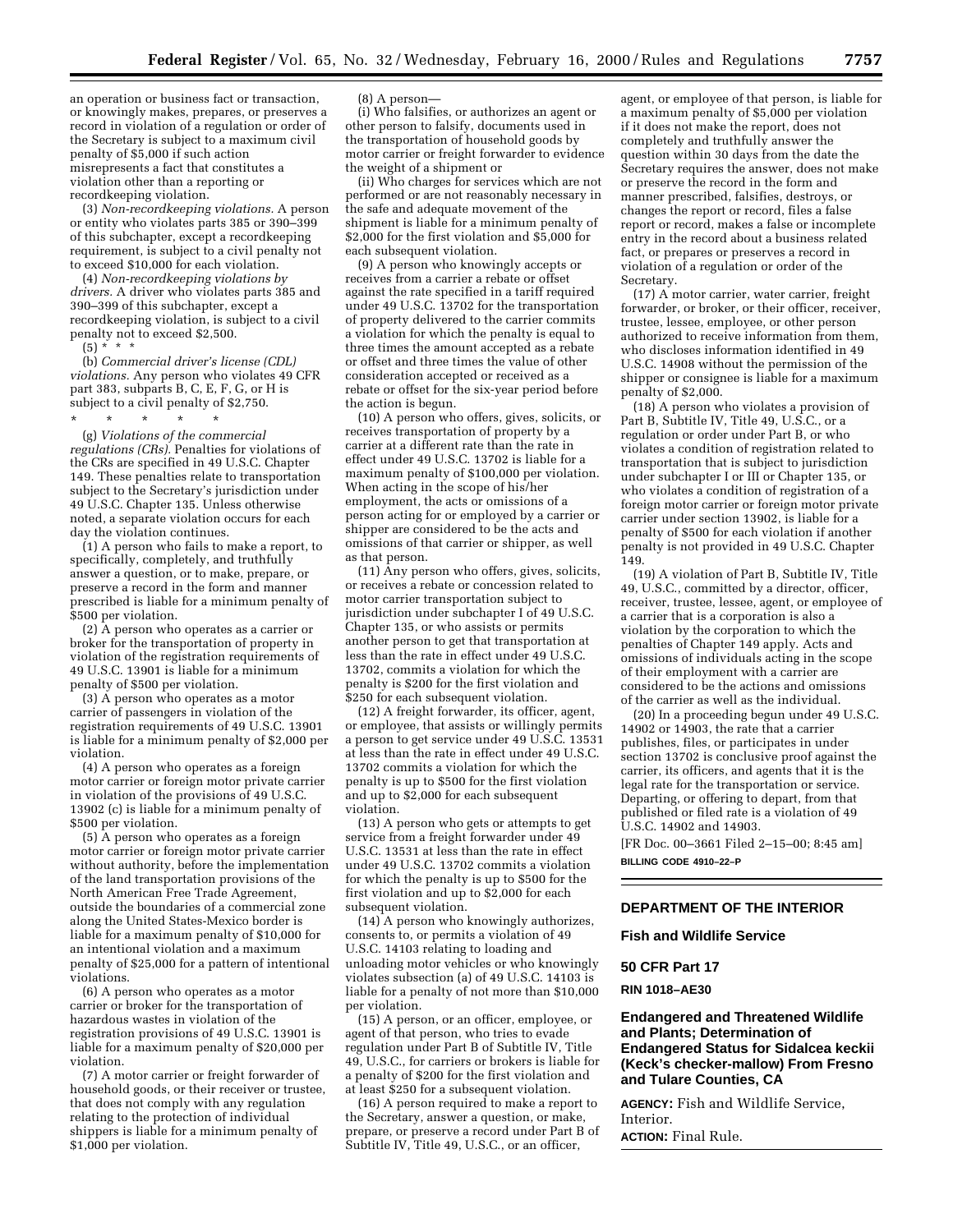an operation or business fact or transaction, or knowingly makes, prepares, or preserves a record in violation of a regulation or order of the Secretary is subject to a maximum civil penalty of $5,000 if such action misrepresents a fact that constitutes a violation other than a reporting or recordkeeping violation.

(3) *Non-recordkeeping violations.* A person or entity who violates parts 385 or 390–399 of this subchapter, except a recordkeeping requirement, is subject to a civil penalty not to exceed $10,000 for each violation.

(4) *Non-recordkeeping violations by drivers.* A driver who violates parts 385 and 390–399 of this subchapter, except a recordkeeping violation, is subject to a civil penalty not to exceed $2,500.

(5) * * *

(b) *Commercial driver's license (CDL) violations.* Any person who violates 49 CFR part 383, subparts B, C, E, F, G, or H is subject to a civil penalty of $2,750.

\* \* \* \* \*

(g) *Violations of the commercial regulations (CRs).* Penalties for violations of the CRs are specified in 49 U.S.C. Chapter 149. These penalties relate to transportation subject to the Secretary's jurisdiction under 49 U.S.C. Chapter 135. Unless otherwise noted, a separate violation occurs for each day the violation continues.

(1) A person who fails to make a report, to specifically, completely, and truthfully answer a question, or to make, prepare, or preserve a record in the form and manner prescribed is liable for a minimum penalty of $500 per violation.

(2) A person who operates as a carrier or broker for the transportation of property in violation of the registration requirements of 49 U.S.C. 13901 is liable for a minimum penalty of $500 per violation.

(3) A person who operates as a motor carrier of passengers in violation of the registration requirements of 49 U.S.C. 13901 is liable for a minimum penalty of $2,000 per violation.

(4) A person who operates as a foreign motor carrier or foreign motor private carrier in violation of the provisions of 49 U.S.C. 13902 (c) is liable for a minimum penalty of $500 per violation.

(5) A person who operates as a foreign motor carrier or foreign motor private carrier without authority, before the implementation of the land transportation provisions of the North American Free Trade Agreement, outside the boundaries of a commercial zone along the United States-Mexico border is liable for a maximum penalty of $10,000 for an intentional violation and a maximum penalty of $25,000 for a pattern of intentional violations.

(6) A person who operates as a motor carrier or broker for the transportation of hazardous wastes in violation of the registration provisions of 49 U.S.C. 13901 is liable for a maximum penalty of $20,000 per violation.

(7) A motor carrier or freight forwarder of household goods, or their receiver or trustee, that does not comply with any regulation relating to the protection of individual shippers is liable for a minimum penalty of $1,000 per violation.

(8) A person—

(i) Who falsifies, or authorizes an agent or other person to falsify, documents used in the transportation of household goods by motor carrier or freight forwarder to evidence the weight of a shipment or

(ii) Who charges for services which are not performed or are not reasonably necessary in the safe and adequate movement of the shipment is liable for a minimum penalty of $2,000 for the first violation and $5,000 for each subsequent violation.

(9) A person who knowingly accepts or receives from a carrier a rebate or offset against the rate specified in a tariff required under 49 U.S.C. 13702 for the transportation of property delivered to the carrier commits a violation for which the penalty is equal to three times the amount accepted as a rebate or offset and three times the value of other consideration accepted or received as a rebate or offset for the six-year period before the action is begun.

(10) A person who offers, gives, solicits, or receives transportation of property by a carrier at a different rate than the rate in effect under 49 U.S.C. 13702 is liable for a maximum penalty of $100,000 per violation. When acting in the scope of his/her employment, the acts or omissions of a person acting for or employed by a carrier or shipper are considered to be the acts and omissions of that carrier or shipper, as well as that person.

(11) Any person who offers, gives, solicits, or receives a rebate or concession related to motor carrier transportation subject to jurisdiction under subchapter I of 49 U.S.C. Chapter 135, or who assists or permits another person to get that transportation at less than the rate in effect under 49 U.S.C. 13702, commits a violation for which the penalty is $200 for the first violation and $250 for each subsequent violation.

(12) A freight forwarder, its officer, agent, or employee, that assists or willingly permits a person to get service under 49 U.S.C. 13531 at less than the rate in effect under 49 U.S.C. 13702 commits a violation for which the penalty is up to $500 for the first violation and up to $2,000 for each subsequent violation.

(13) A person who gets or attempts to get service from a freight forwarder under 49 U.S.C. 13531 at less than the rate in effect under 49 U.S.C. 13702 commits a violation for which the penalty is up to $500 for the first violation and up to $2,000 for each subsequent violation.

(14) A person who knowingly authorizes, consents to, or permits a violation of 49 U.S.C. 14103 relating to loading and unloading motor vehicles or who knowingly violates subsection (a) of 49 U.S.C. 14103 is liable for a penalty of not more than $10,000 per violation.

(15) A person, or an officer, employee, or agent of that person, who tries to evade regulation under Part B of Subtitle IV, Title 49, U.S.C., for carriers or brokers is liable for a penalty of $200 for the first violation and at least $250 for a subsequent violation.

(16) A person required to make a report to the Secretary, answer a question, or make, prepare, or preserve a record under Part B of Subtitle IV, Title 49, U.S.C., or an officer, agent, or employee of that person, is liable for a maximum penalty of $5,000 per violation if it does not make the report, does not completely and truthfully answer the question within 30 days from the date the Secretary requires the answer, does not make or preserve the record in the form and manner prescribed, falsifies, destroys, or changes the report or record, files a false report or record, makes a false or incomplete entry in the record about a business related fact, or prepares or preserves a record in violation of a regulation or order of the Secretary.

(17) A motor carrier, water carrier, freight forwarder, or broker, or their officer, receiver, trustee, lessee, employee, or other person authorized to receive information from them, who discloses information identified in 49 U.S.C. 14908 without the permission of the shipper or consignee is liable for a maximum penalty of $2,000.

(18) A person who violates a provision of Part B, Subtitle IV, Title 49, U.S.C., or a regulation or order under Part B, or who violates a condition of registration related to transportation that is subject to jurisdiction under subchapter I or III or Chapter 135, or who violates a condition of registration of a foreign motor carrier or foreign motor private carrier under section 13902, is liable for a penalty of $500 for each violation if another penalty is not provided in 49 U.S.C. Chapter 149.

(19) A violation of Part B, Subtitle IV, Title 49, U.S.C., committed by a director, officer, receiver, trustee, lessee, agent, or employee of a carrier that is a corporation is also a violation by the corporation to which the penalties of Chapter 149 apply. Acts and omissions of individuals acting in the scope of their employment with a carrier are considered to be the actions and omissions of the carrier as well as the individual.

(20) In a proceeding begun under 49 U.S.C. 14902 or 14903, the rate that a carrier publishes, files, or participates in under section 13702 is conclusive proof against the carrier, its officers, and agents that it is the legal rate for the transportation or service. Departing, or offering to depart, from that published or filed rate is a violation of 49 U.S.C. 14902 and 14903.

[FR Doc. 00–3661 Filed 2–15–00; 8:45 am]

**BILLING CODE 4910–22–P**

---

## DEPARTMENT OF THE INTERIOR

### Fish and Wildlife Service

### 50 CFR Part 17

### RIN 1018–AE30

## Endangered and Threatened Wildlife and Plants; Determination of Endangered Status for Sidalcea keckii (Keck's checker-mallow) From Fresno and Tulare Counties, CA

**AGENCY:** Fish and Wildlife Service, Interior.

**ACTION:** Final Rule.